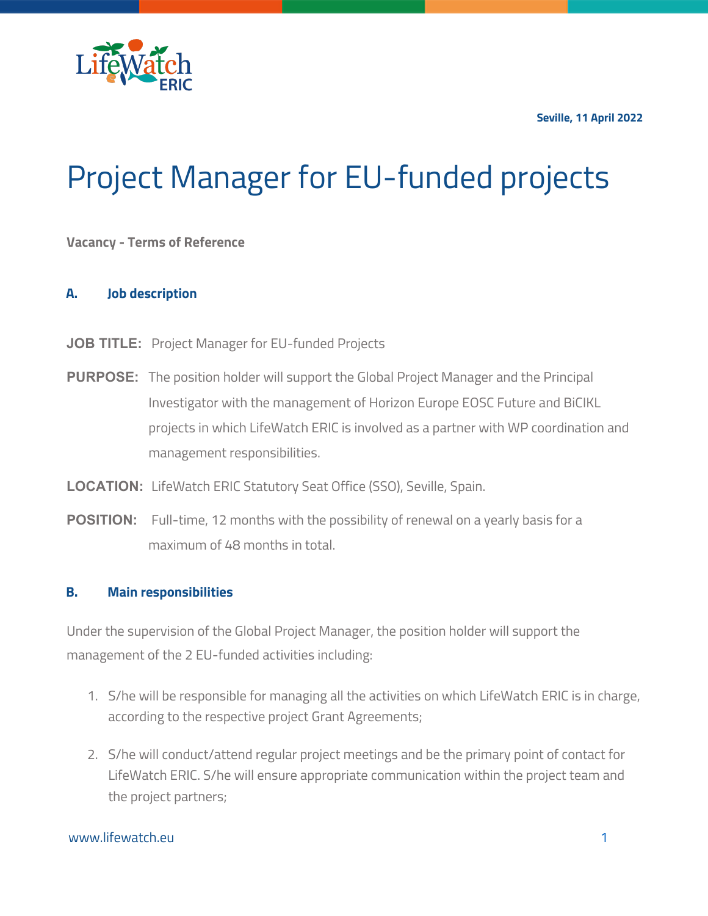Seville, 11 April 2022

# Project Manager for EU-funded projects

**Vacancy - Terms of Reference**

## A. Job description

**JOB TITLE:** Project Manager for EU-funded Projects

**PURPOSE:** The position holder will support the Global Project Manager and the Principal Investigator with the management of Horizon Europe EOSC Future and BiCIKL projects in which LifeWatch ERIC is involved as a partner with WP coordination and management responsibilities.

**LOCATION:** LifeWatch ERIC Statutory Seat Office (SSO), Seville, Spain.

**POSITION:** Full-time, 12 months with the possibility of renewal on a yearly basis for a maximum of 48 months in total.

## B. Main responsibilities

Under the supervision of the Global Project Manager, the position holder will support the management of the 2 EU-funded activities including:

1. S/he will be responsible for managing all the activities on which LifeWatch ERIC is in charge, according to the respective project Grant Agreements;
2. S/he will conduct/attend regular project meetings and be the primary point of contact for LifeWatch ERIC. S/he will ensure appropriate communication within the project team and the project partners;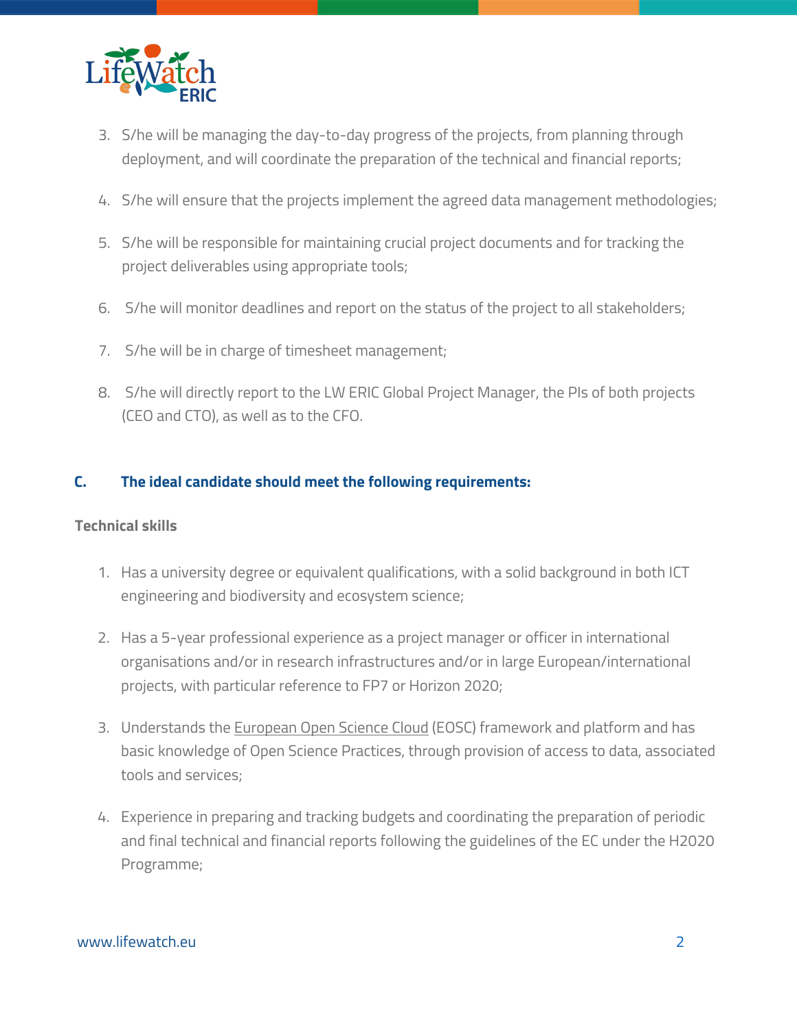3. S/he will be managing the day-to-day progress of the projects, from planning through deployment, and will coordinate the preparation of the technical and financial reports;

4. S/he will ensure that the projects implement the agreed data management methodologies;

5. S/he will be responsible for maintaining crucial project documents and for tracking the project deliverables using appropriate tools;

6. S/he will monitor deadlines and report on the status of the project to all stakeholders;

7. S/he will be in charge of timesheet management;

8. S/he will directly report to the LW ERIC Global Project Manager, the PIs of both projects (CEO and CTO), as well as to the CFO.

### C. The ideal candidate should meet the following requirements:

**Technical skills**

1. Has a university degree or equivalent qualifications, with a solid background in both ICT engineering and biodiversity and ecosystem science;

2. Has a 5-year professional experience as a project manager or officer in international organisations and/or in research infrastructures and/or in large European/international projects, with particular reference to FP7 or Horizon 2020;

3. Understands the European Open Science Cloud (EOSC) framework and platform and has basic knowledge of Open Science Practices, through provision of access to data, associated tools and services;

4. Experience in preparing and tracking budgets and coordinating the preparation of periodic and final technical and financial reports following the guidelines of the EC under the H2020 Programme;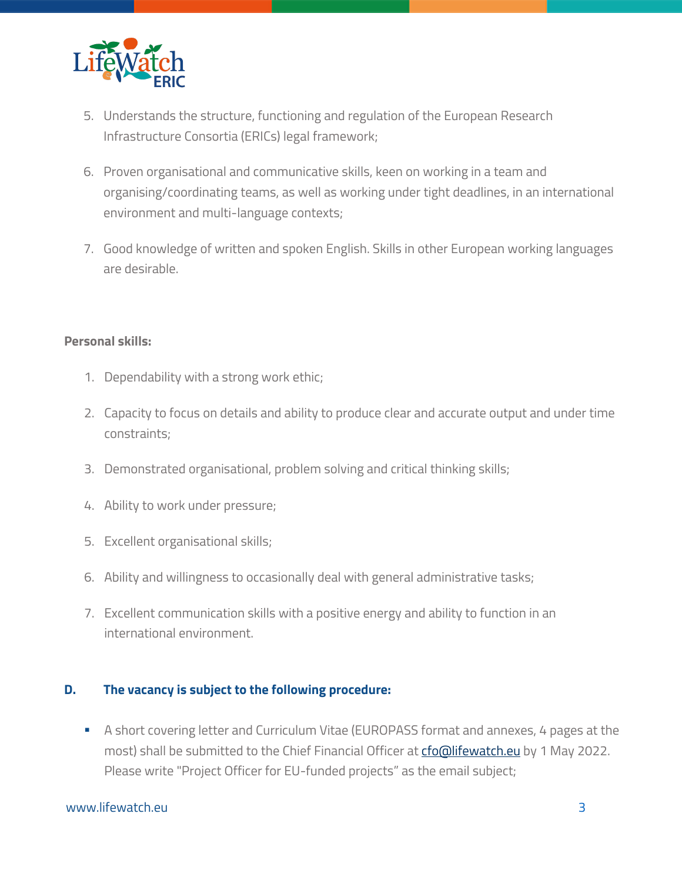5. Understands the structure, functioning and regulation of the European Research Infrastructure Consortia (ERICs) legal framework;

6. Proven organisational and communicative skills, keen on working in a team and organising/coordinating teams, as well as working under tight deadlines, in an international environment and multi-language contexts;

7. Good knowledge of written and spoken English. Skills in other European working languages are desirable.

**Personal skills:**

1. Dependability with a strong work ethic;

2. Capacity to focus on details and ability to produce clear and accurate output and under time constraints;

3. Demonstrated organisational, problem solving and critical thinking skills;

4. Ability to work under pressure;

5. Excellent organisational skills;

6. Ability and willingness to occasionally deal with general administrative tasks;

7. Excellent communication skills with a positive energy and ability to function in an international environment.

### D. The vacancy is subject to the following procedure:

- A short covering letter and Curriculum Vitae (EUROPASS format and annexes, 4 pages at the most) shall be submitted to the Chief Financial Officer at cfo@lifewatch.eu by 1 May 2022. Please write "Project Officer for EU-funded projects" as the email subject;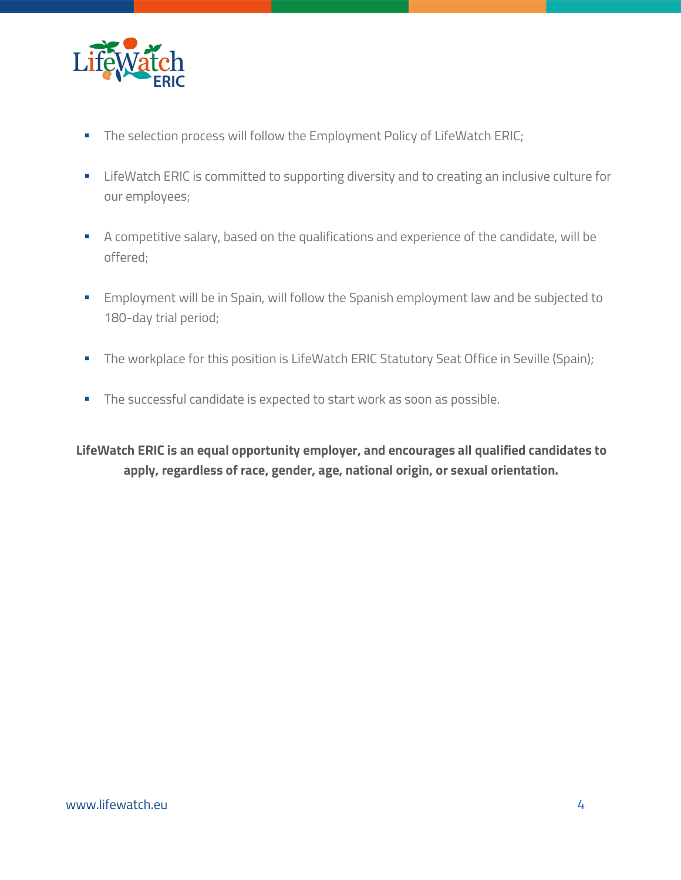- The selection process will follow the Employment Policy of LifeWatch ERIC;
- LifeWatch ERIC is committed to supporting diversity and to creating an inclusive culture for our employees;
- A competitive salary, based on the qualifications and experience of the candidate, will be offered;
- Employment will be in Spain, will follow the Spanish employment law and be subjected to 180-day trial period;
- The workplace for this position is LifeWatch ERIC Statutory Seat Office in Seville (Spain);
- The successful candidate is expected to start work as soon as possible.

**LifeWatch ERIC is an equal opportunity employer, and encourages all qualified candidates to apply, regardless of race, gender, age, national origin, or sexual orientation.**